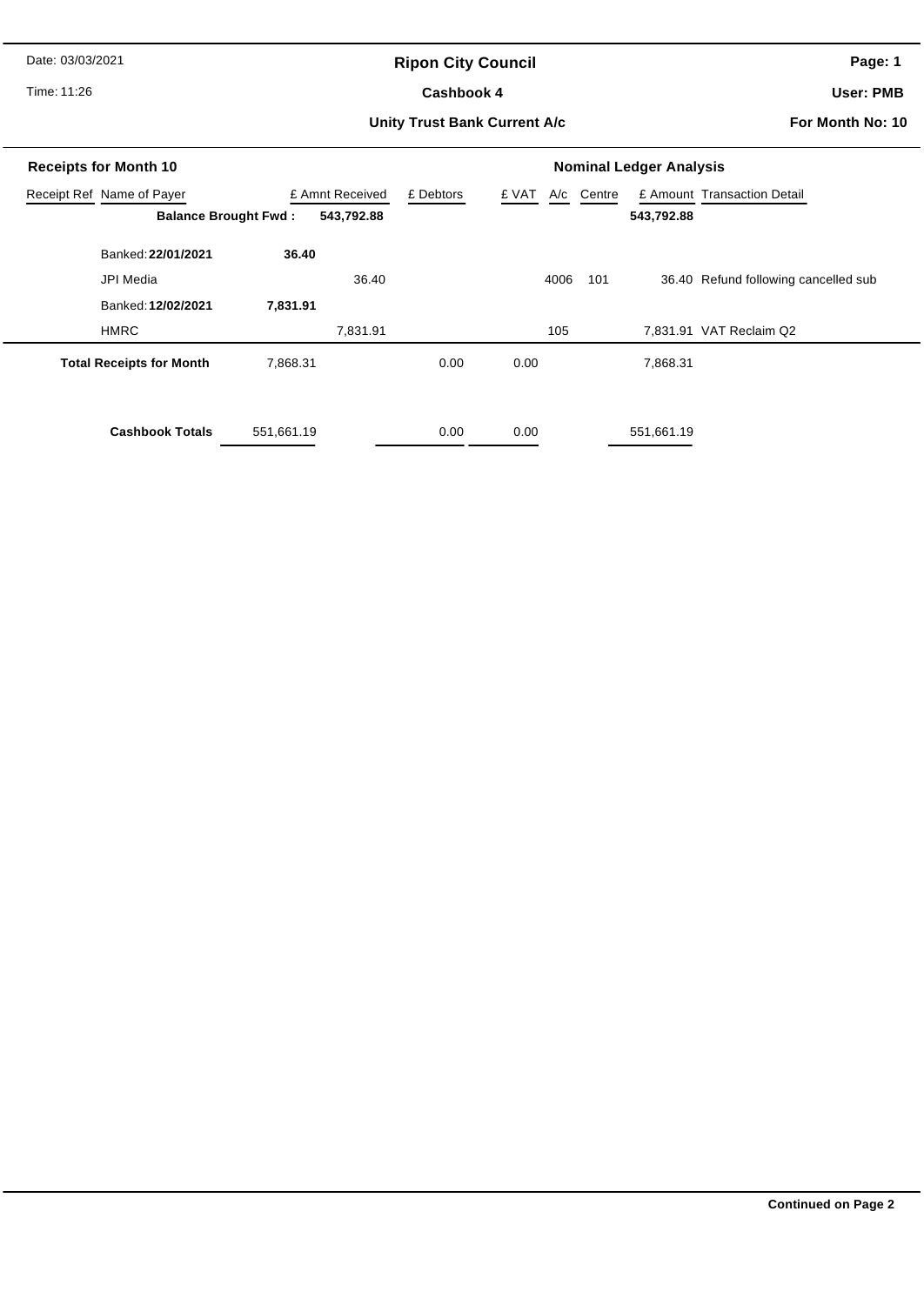Date: 03/03/2021

Time: 11:26

# Ripon City Council

## Cashbook 4

### Unity Trust Bank Current A/c

User: PMB

For Month No: 10

**Receipts for Month 10** — **Nominal Ledger Analysis**

| Receipt Ref | Name of Payer | £ Amnt Received | £ Debtors | £ VAT | A/c | Centre | £ Amount | Transaction Detail |
|---|---|---|---|---|---|---|---|---|
| | **Balance Brought Fwd :** | **543,792.88** | | | | | **543,792.88** | |
| | Banked: **22/01/2021** | **36.40** | | | | | | |
| | JPI Media | 36.40 | | | 4006 | 101 | 36.40 | Refund following cancelled sub |
| | Banked: **12/02/2021** | **7,831.91** | | | | | | |
| | HMRC | 7,831.91 | | | 105 | | 7,831.91 | VAT Reclaim Q2 |
| | **Total Receipts for Month** | 7,868.31 | 0.00 | 0.00 | | | 7,868.31 | |
| | **Cashbook Totals** | 551,661.19 | 0.00 | 0.00 | | | 551,661.19 | |

**Continued on Page 2**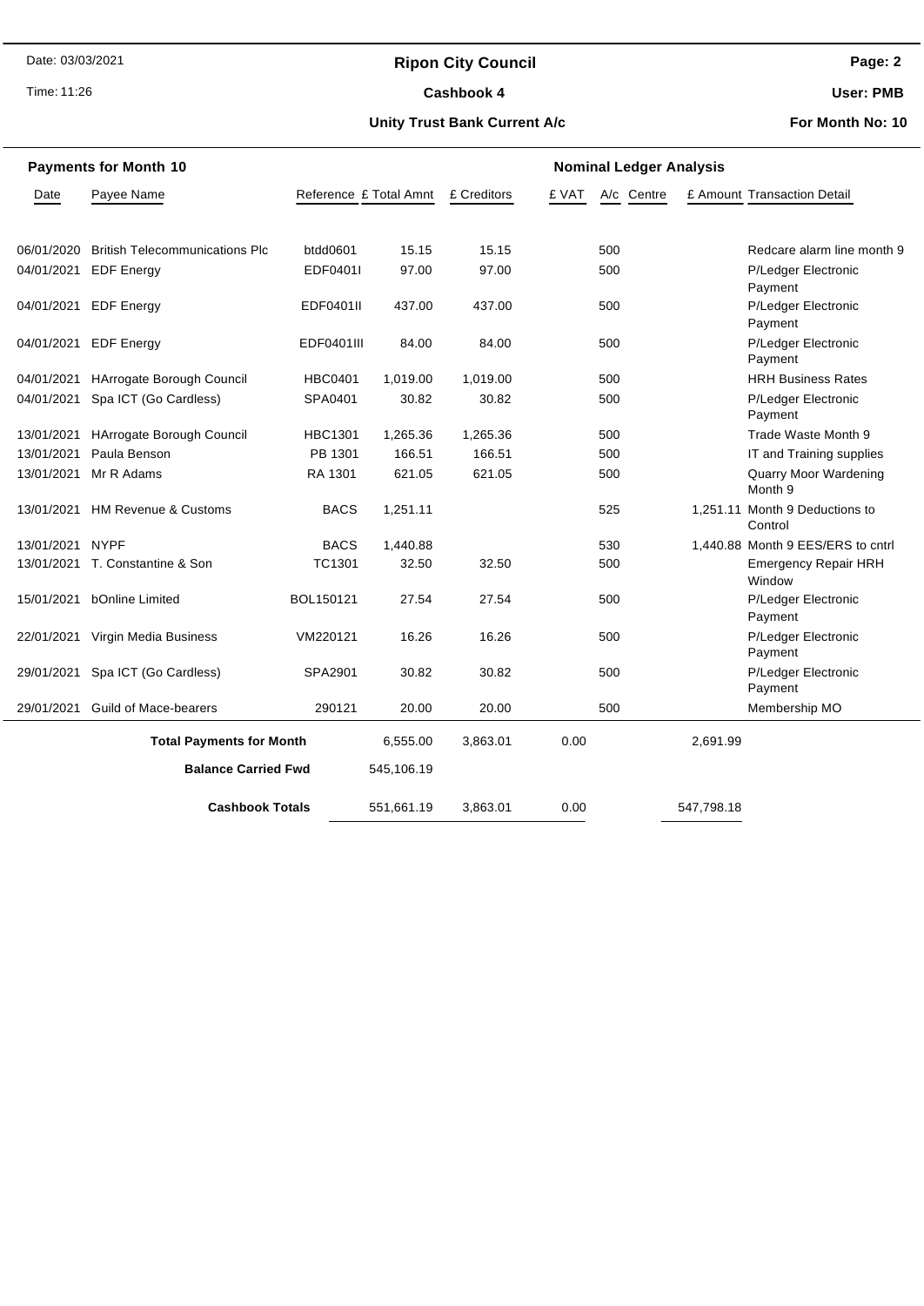Date: 03/03/2021

Time: 11:26

**Ripon City Council**

**Cashbook 4**

**Unity Trust Bank Current A/c**

**User: PMB**

**For Month No: 10**

**Payments for Month 10** | **Nominal Ledger Analysis**

| Date | Payee Name | Reference | £ Total Amnt | £ Creditors | £ VAT | A/c | Centre | £ Amount | Transaction Detail |
|---|---|---|---|---|---|---|---|---|---|
| 06/01/2020 | British Telecommunications Plc | btdd0601 | 15.15 | 15.15 | | 500 | | | Redcare alarm line month 9 |
| 04/01/2021 | EDF Energy | EDF0401I | 97.00 | 97.00 | | 500 | | | P/Ledger Electronic Payment |
| 04/01/2021 | EDF Energy | EDF0401II | 437.00 | 437.00 | | 500 | | | P/Ledger Electronic Payment |
| 04/01/2021 | EDF Energy | EDF0401III | 84.00 | 84.00 | | 500 | | | P/Ledger Electronic Payment |
| 04/01/2021 | HArrogate Borough Council | HBC0401 | 1,019.00 | 1,019.00 | | 500 | | | HRH Business Rates |
| 04/01/2021 | Spa ICT (Go Cardless) | SPA0401 | 30.82 | 30.82 | | 500 | | | P/Ledger Electronic Payment |
| 13/01/2021 | HArrogate Borough Council | HBC1301 | 1,265.36 | 1,265.36 | | 500 | | | Trade Waste Month 9 |
| 13/01/2021 | Paula Benson | PB 1301 | 166.51 | 166.51 | | 500 | | | IT and Training supplies |
| 13/01/2021 | Mr R Adams | RA 1301 | 621.05 | 621.05 | | 500 | | | Quarry Moor Wardening Month 9 |
| 13/01/2021 | HM Revenue & Customs | BACS | 1,251.11 | | | 525 | | 1,251.11 | Month 9 Deductions to Control |
| 13/01/2021 | NYPF | BACS | 1,440.88 | | | 530 | | 1,440.88 | Month 9 EES/ERS to cntrl |
| 13/01/2021 | T. Constantine & Son | TC1301 | 32.50 | 32.50 | | 500 | | | Emergency Repair HRH Window |
| 15/01/2021 | bOnline Limited | BOL150121 | 27.54 | 27.54 | | 500 | | | P/Ledger Electronic Payment |
| 22/01/2021 | Virgin Media Business | VM220121 | 16.26 | 16.26 | | 500 | | | P/Ledger Electronic Payment |
| 29/01/2021 | Spa ICT (Go Cardless) | SPA2901 | 30.82 | 30.82 | | 500 | | | P/Ledger Electronic Payment |
| 29/01/2021 | Guild of Mace-bearers | 290121 | 20.00 | 20.00 | | 500 | | | Membership MO |
| | **Total Payments for Month** | | 6,555.00 | 3,863.01 | 0.00 | | | 2,691.99 | |
| | **Balance Carried Fwd** | | 545,106.19 | | | | | | |
| | **Cashbook Totals** | | 551,661.19 | 3,863.01 | 0.00 | | | 547,798.18 | |